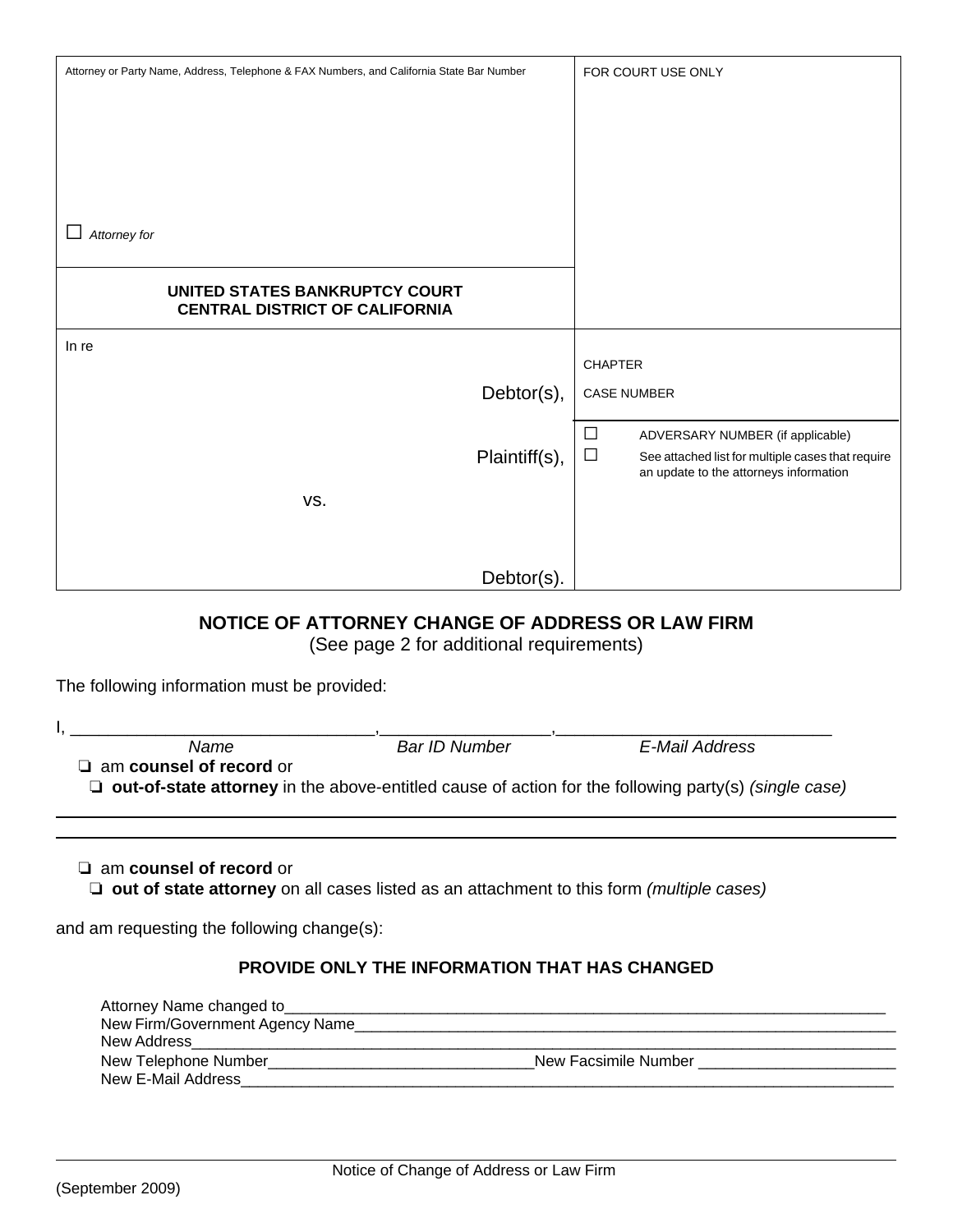| Attorney or Party Name, Address, Telephone & FAX Numbers, and California State Bar Number<br><br>☐ *Attorney for* | FOR COURT USE ONLY |
|---|---|
| **UNITED STATES BANKRUPTCY COURT**<br>**CENTRAL DISTRICT OF CALIFORNIA** | |
| In re<br><br>Debtor(s),<br><br>Plaintiff(s),<br><br>vs.<br><br>Debtor(s). | CHAPTER<br><br>CASE NUMBER<br><br>☐ ADVERSARY NUMBER (if applicable)<br>☐ See attached list for multiple cases that require an update to the attorneys information |

## NOTICE OF ATTORNEY CHANGE OF ADDRESS OR LAW FIRM

(See page 2 for additional requirements)

The following information must be provided:

I, _________________________________, ___________________, ______________________________
*Name* *Bar ID Number* *E-Mail Address*

- ❑ am **counsel of record** or
- ❑ **out-of-state attorney** in the above-entitled cause of action for the following party(s) *(single case)*

_____________________________________________________________________________

_____________________________________________________________________________

- ❑ am **counsel of record** or
- ❑ **out of state attorney** on all cases listed as an attachment to this form *(multiple cases)*

and am requesting the following change(s):

### PROVIDE ONLY THE INFORMATION THAT HAS CHANGED

Attorney Name changed to_____________________________________________________________________________

New Firm/Government Agency Name_____________________________________________________________________

New Address_________________________________________________________________________________________

New Telephone Number_______________________________New Facsimile Number _______________________

New E-Mail Address___________________________________________________________________________________

Notice of Change of Address or Law Firm

(September 2009)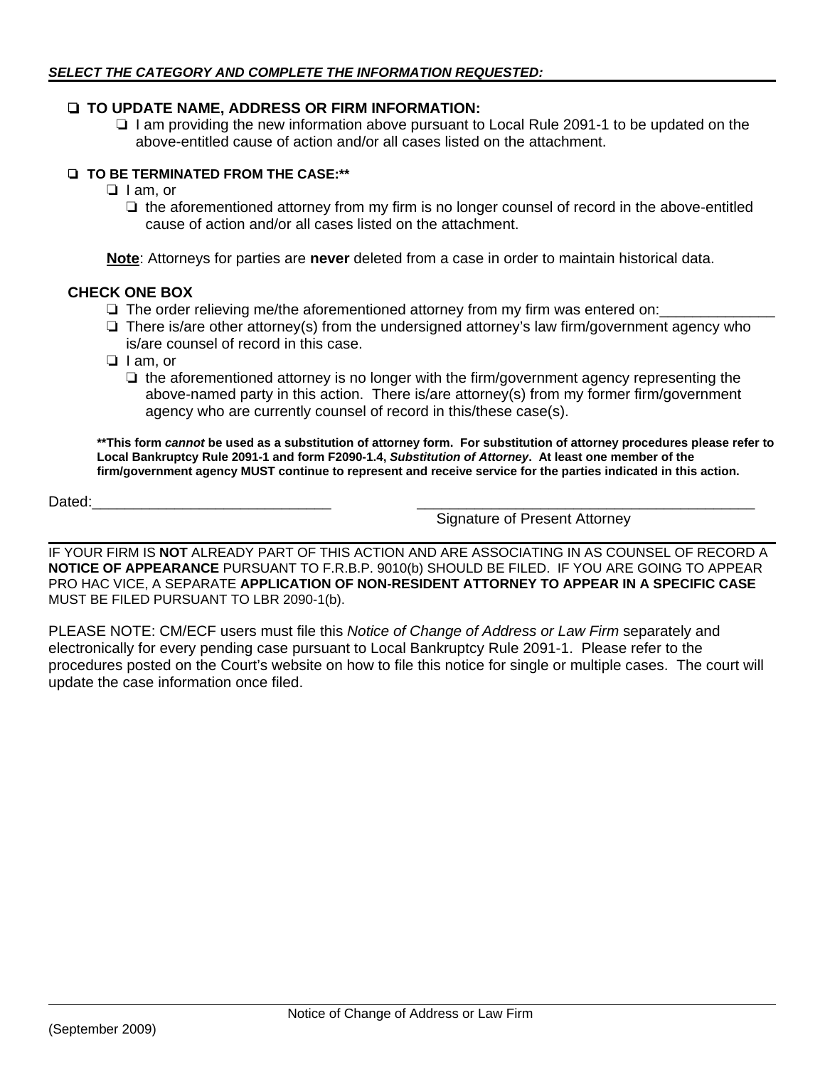***SELECT THE CATEGORY AND COMPLETE THE INFORMATION REQUESTED:***

❏ **TO UPDATE NAME, ADDRESS OR FIRM INFORMATION:**

- ❏ I am providing the new information above pursuant to Local Rule 2091-1 to be updated on the above-entitled cause of action and/or all cases listed on the attachment.

❏ **TO BE TERMINATED FROM THE CASE:****

- ❏ I am, or
  - ❏ the aforementioned attorney from my firm is no longer counsel of record in the above-entitled cause of action and/or all cases listed on the attachment.

**Note**: Attorneys for parties are **never** deleted from a case in order to maintain historical data.

**CHECK ONE BOX**

- ❏ The order relieving me/the aforementioned attorney from my firm was entered on:______________
- ❏ There is/are other attorney(s) from the undersigned attorney's law firm/government agency who is/are counsel of record in this case.
- ❏ I am, or
  - ❏ the aforementioned attorney is no longer with the firm/government agency representing the above-named party in this action. There is/are attorney(s) from my former firm/government agency who are currently counsel of record in this/these case(s).

****This form *cannot* be used as a substitution of attorney form. For substitution of attorney procedures please refer to Local Bankruptcy Rule 2091-1 and form F2090-1.4, *Substitution of Attorney*. At least one member of the firm/government agency MUST continue to represent and receive service for the parties indicated in this action.**

Dated:_____________________________ _____________________________________________
Signature of Present Attorney

IF YOUR FIRM IS **NOT** ALREADY PART OF THIS ACTION AND ARE ASSOCIATING IN AS COUNSEL OF RECORD A **NOTICE OF APPEARANCE** PURSUANT TO F.R.B.P. 9010(b) SHOULD BE FILED. IF YOU ARE GOING TO APPEAR PRO HAC VICE, A SEPARATE **APPLICATION OF NON-RESIDENT ATTORNEY TO APPEAR IN A SPECIFIC CASE** MUST BE FILED PURSUANT TO LBR 2090-1(b).

PLEASE NOTE: CM/ECF users must file this *Notice of Change of Address or Law Firm* separately and electronically for every pending case pursuant to Local Bankruptcy Rule 2091-1. Please refer to the procedures posted on the Court's website on how to file this notice for single or multiple cases. The court will update the case information once filed.